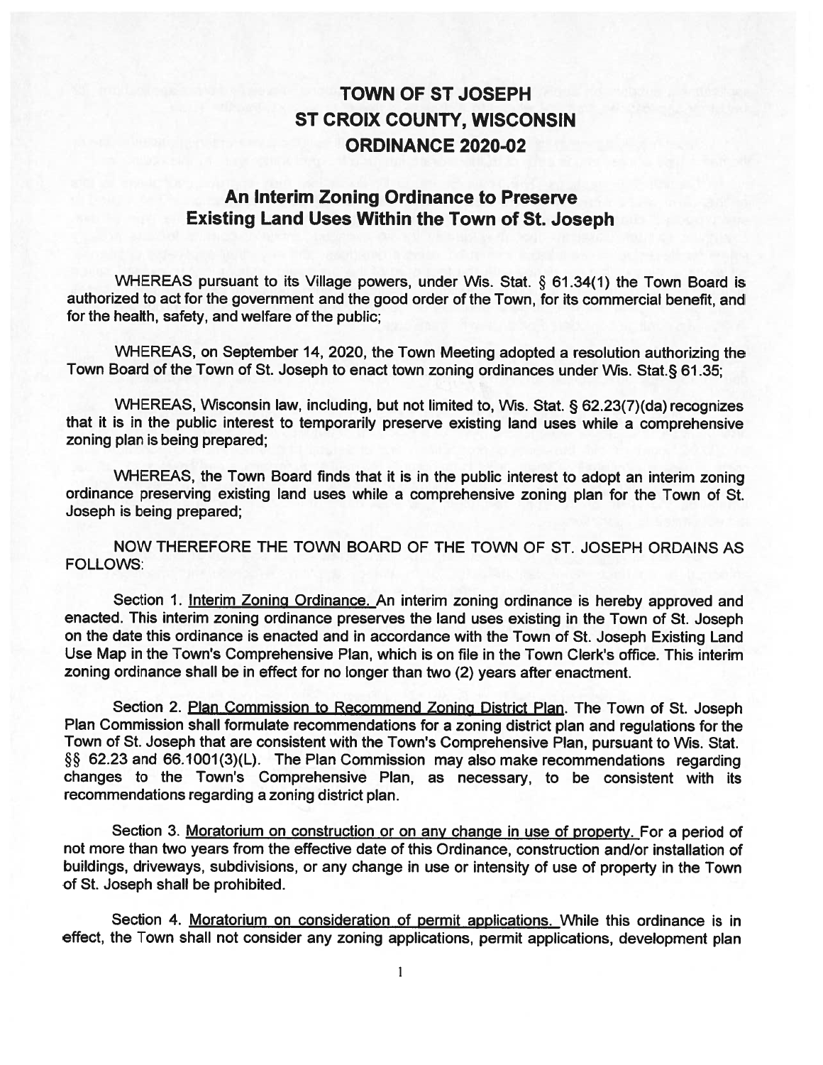# TOWN OF ST JOSEPH
# ST CROIX COUNTY, WISCONSIN
# ORDINANCE 2020-02

## An Interim Zoning Ordinance to Preserve Existing Land Uses Within the Town of St. Joseph

WHEREAS pursuant to its Village powers, under Wis. Stat. § 61.34(1) the Town Board is authorized to act for the government and the good order of the Town, for its commercial benefit, and for the health, safety, and welfare of the public;

WHEREAS, on September 14, 2020, the Town Meeting adopted a resolution authorizing the Town Board of the Town of St. Joseph to enact town zoning ordinances under Wis. Stat.§ 61.35;

WHEREAS, Wisconsin law, including, but not limited to, Wis. Stat. § 62.23(7)(da) recognizes that it is in the public interest to temporarily preserve existing land uses while a comprehensive zoning plan is being prepared;

WHEREAS, the Town Board finds that it is in the public interest to adopt an interim zoning ordinance preserving existing land uses while a comprehensive zoning plan for the Town of St. Joseph is being prepared;

NOW THEREFORE THE TOWN BOARD OF THE TOWN OF ST. JOSEPH ORDAINS AS FOLLOWS:

Section 1. Interim Zoning Ordinance. An interim zoning ordinance is hereby approved and enacted. This interim zoning ordinance preserves the land uses existing in the Town of St. Joseph on the date this ordinance is enacted and in accordance with the Town of St. Joseph Existing Land Use Map in the Town's Comprehensive Plan, which is on file in the Town Clerk's office. This interim zoning ordinance shall be in effect for no longer than two (2) years after enactment.

Section 2. Plan Commission to Recommend Zoning District Plan. The Town of St. Joseph Plan Commission shall formulate recommendations for a zoning district plan and regulations for the Town of St. Joseph that are consistent with the Town's Comprehensive Plan, pursuant to Wis. Stat. §§ 62.23 and 66.1001(3)(L). The Plan Commission may also make recommendations regarding changes to the Town's Comprehensive Plan, as necessary, to be consistent with its recommendations regarding a zoning district plan.

Section 3. Moratorium on construction or on any change in use of property. For a period of not more than two years from the effective date of this Ordinance, construction and/or installation of buildings, driveways, subdivisions, or any change in use or intensity of use of property in the Town of St. Joseph shall be prohibited.

Section 4. Moratorium on consideration of permit applications. While this ordinance is in effect, the Town shall not consider any zoning applications, permit applications, development plan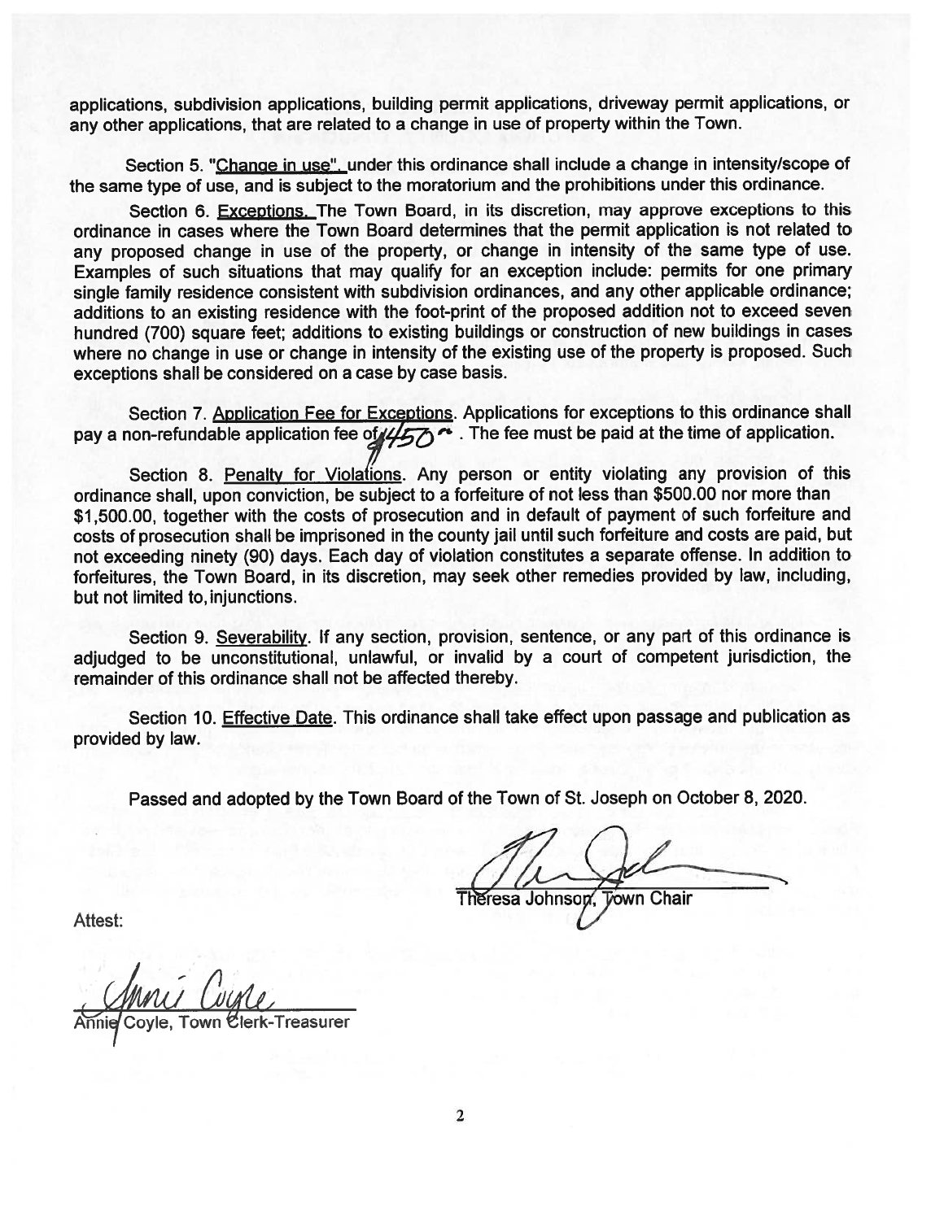applications, subdivision applications, building permit applications, driveway permit applications, or any other applications, that are related to a change in use of property within the Town.

Section 5. "Change in use". under this ordinance shall include a change in intensity/scope of the same type of use, and is subject to the moratorium and the prohibitions under this ordinance.

Section 6. Exceptions. The Town Board, in its discretion, may approve exceptions to this ordinance in cases where the Town Board determines that the permit application is not related to any proposed change in use of the property, or change in intensity of the same type of use. Examples of such situations that may qualify for an exception include: permits for one primary single family residence consistent with subdivision ordinances, and any other applicable ordinance; additions to an existing residence with the foot-print of the proposed addition not to exceed seven hundred (700) square feet; additions to existing buildings or construction of new buildings in cases where no change in use or change in intensity of the existing use of the property is proposed. Such exceptions shall be considered on a case by case basis.

Section 7. Application Fee for Exceptions. Applications for exceptions to this ordinance shall pay a non-refundable application fee of $150.00. The fee must be paid at the time of application.

Section 8. Penalty for Violations. Any person or entity violating any provision of this ordinance shall, upon conviction, be subject to a forfeiture of not less than $500.00 nor more than $1,500.00, together with the costs of prosecution and in default of payment of such forfeiture and costs of prosecution shall be imprisoned in the county jail until such forfeiture and costs are paid, but not exceeding ninety (90) days. Each day of violation constitutes a separate offense. In addition to forfeitures, the Town Board, in its discretion, may seek other remedies provided by law, including, but not limited to, injunctions.

Section 9. Severability. If any section, provision, sentence, or any part of this ordinance is adjudged to be unconstitutional, unlawful, or invalid by a court of competent jurisdiction, the remainder of this ordinance shall not be affected thereby.

Section 10. Effective Date. This ordinance shall take effect upon passage and publication as provided by law.

Passed and adopted by the Town Board of the Town of St. Joseph on October 8, 2020.

Theresa Johnson, Town Chair

Attest:

Annie Coyle, Town Clerk-Treasurer